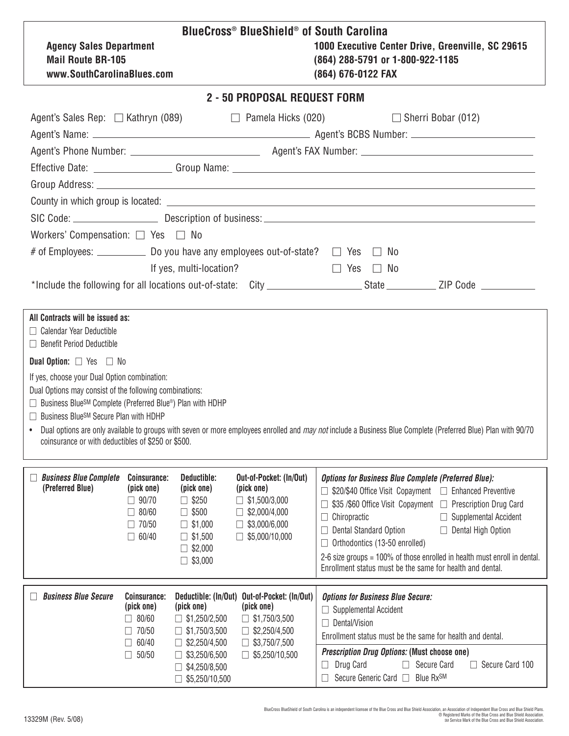# BlueCross® BlueShield® of South Carolina

**Agency Sales Department**
**Mail Route BR-105**
**www.SouthCarolinaBlues.com**

**1000 Executive Center Drive, Greenville, SC 29615**
**(864) 288-5791 or 1-800-922-1185**
**(864) 676-0122 FAX**

## 2 - 50 PROPOSAL REQUEST FORM

Agent's Sales Rep: ☐ Kathryn (089) ☐ Pamela Hicks (020) ☐ Sherri Bobar (012)

Agent's Name: ______________________ Agent's BCBS Number: ______________________

Agent's Phone Number: ______________________ Agent's FAX Number: ______________________

Effective Date: ______________ Group Name: ______________________

Group Address: ______________________

County in which group is located: ______________________

SIC Code: ______________ Description of business: ______________________

Workers' Compensation: ☐ Yes ☐ No

\# of Employees: __________ Do you have any employees out-of-state? ☐ Yes ☐ No

If yes, multi-location? ☐ Yes ☐ No

*Include the following for all locations out-of-state: City ______________ State __________ ZIP Code __________

---

**All Contracts will be issued as:**
☐ Calendar Year Deductible
☐ Benefit Period Deductible

**Dual Option:** ☐ Yes ☐ No

If yes, choose your Dual Option combination:
Dual Options may consist of the following combinations:
☐ Business Blue℠ Complete (Preferred Blue®) Plan with HDHP
☐ Business Blue℠ Secure Plan with HDHP

- Dual options are only available to groups with seven or more employees enrolled and *may not* include a Business Blue Complete (Preferred Blue) Plan with 90/70 coinsurance or with deductibles of $250 or $500.

---

☐ ***Business Blue Complete* (Preferred Blue)**

| Coinsurance: (pick one) | Deductible: (pick one) | Out-of-Pocket: (In/Out) (pick one) |
|---|---|---|
| ☐ 90/70 | ☐ $250 | ☐ $1,500/3,000 |
| ☐ 80/60 | ☐ $500 | ☐ $2,000/4,000 |
| ☐ 70/50 | ☐ $1,000 | ☐ $3,000/6,000 |
| ☐ 60/40 | ☐ $1,500 | ☐ $5,000/10,000 |
| | ☐ $2,000 | |
| | ☐ $3,000 | |

***Options for Business Blue Complete (Preferred Blue):***

☐ $20/$40 Office Visit Copayment ☐ Enhanced Preventive
☐ $35 /$60 Office Visit Copayment ☐ Prescription Drug Card
☐ Chiropractic ☐ Supplemental Accident
☐ Dental Standard Option ☐ Dental High Option
☐ Orthodontics (13-50 enrolled)

2-6 size groups = 100% of those enrolled in health must enroll in dental. Enrollment status must be the same for health and dental.

---

☐ ***Business Blue Secure***

| Coinsurance: (pick one) | Deductible: (In/Out) (pick one) | Out-of-Pocket: (In/Out) (pick one) |
|---|---|---|
| ☐ 80/60 | ☐ $1,250/2,500 | ☐ $1,750/3,500 |
| ☐ 70/50 | ☐ $1,750/3,500 | ☐ $2,250/4,500 |
| ☐ 60/40 | ☐ $2,250/4,500 | ☐ $3,750/7,500 |
| ☐ 50/50 | ☐ $3,250/6,500 | ☐ $5,250/10,500 |
| | ☐ $4,250/8,500 | |
| | ☐ $5,250/10,500 | |

***Options for Business Blue Secure:***

☐ Supplemental Accident
☐ Dental/Vision

Enrollment status must be the same for health and dental.

***Prescription Drug Options:* (Must choose one)**

☐ Drug Card ☐ Secure Card ☐ Secure Card 100
☐ Secure Generic Card ☐ Blue Rx℠

13329M (Rev. 5/08)

BlueCross BlueShield of South Carolina is an independent licensee of the Blue Cross and Blue Shield Association, an Association of Independent Blue Cross and Blue Shield Plans.
® Registered Marks of the Blue Cross and Blue Shield Association.
℠ Service Mark of the Blue Cross and Blue Shield Association.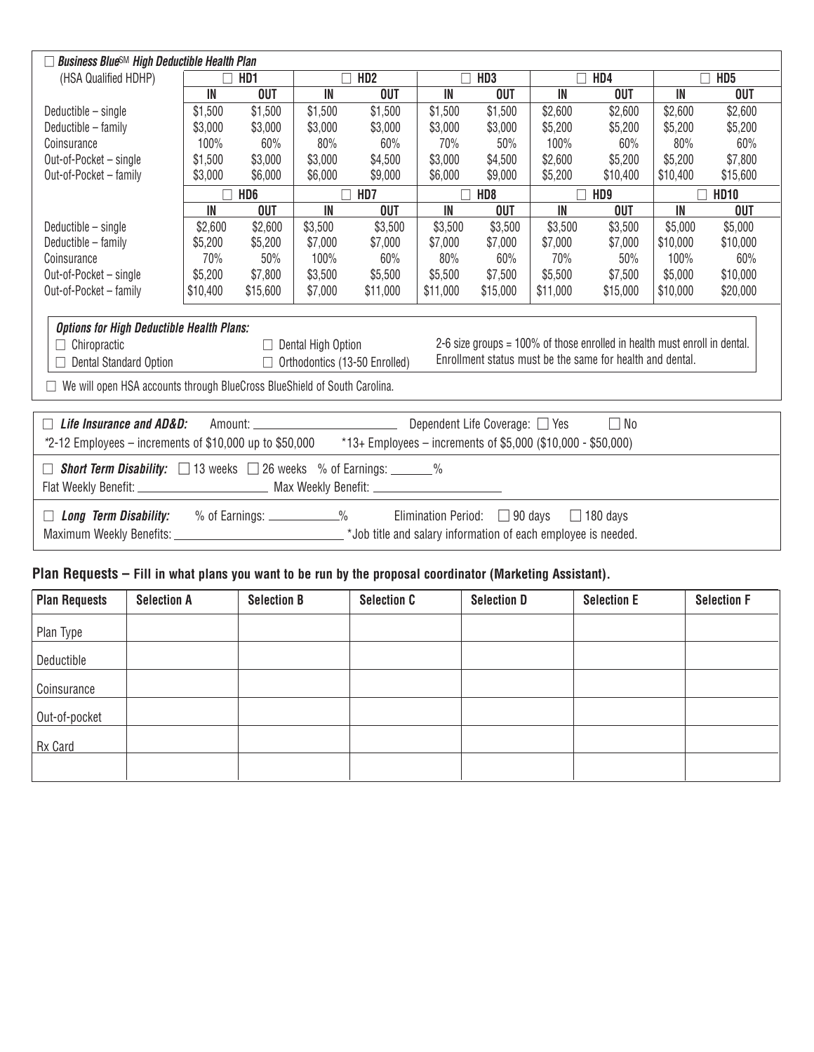☐ ***Business Blue℠ High Deductible Health Plan***

| (HSA Qualified HDHP) | ☐ HD1 | | ☐ HD2 | | ☐ HD3 | | ☐ HD4 | | ☐ HD5 | |
|---|---|---|---|---|---|---|---|---|---|---|
| | IN | OUT | IN | OUT | IN | OUT | IN | OUT | IN | OUT |
| Deductible – single | $1,500 | $1,500 | $1,500 | $1,500 | $1,500 | $1,500 | $2,600 | $2,600 | $2,600 | $2,600 |
| Deductible – family | $3,000 | $3,000 | $3,000 | $3,000 | $3,000 | $3,000 | $5,200 | $5,200 | $5,200 | $5,200 |
| Coinsurance | 100% | 60% | 80% | 60% | 70% | 50% | 100% | 60% | 80% | 60% |
| Out-of-Pocket – single | $1,500 | $3,000 | $3,000 | $4,500 | $3,000 | $4,500 | $2,600 | $5,200 | $5,200 | $7,800 |
| Out-of-Pocket – family | $3,000 | $6,000 | $6,000 | $9,000 | $6,000 | $9,000 | $5,200 | $10,400 | $10,400 | $15,600 |
| | ☐ HD6 | | ☐ HD7 | | ☐ HD8 | | ☐ HD9 | | ☐ HD10 | |
| | IN | OUT | IN | OUT | IN | OUT | IN | OUT | IN | OUT |
| Deductible – single | $2,600 | $2,600 | $3,500 | $3,500 | $3,500 | $3,500 | $3,500 | $3,500 | $5,000 | $5,000 |
| Deductible – family | $5,200 | $5,200 | $7,000 | $7,000 | $7,000 | $7,000 | $7,000 | $7,000 | $10,000 | $10,000 |
| Coinsurance | 70% | 50% | 100% | 60% | 80% | 60% | 70% | 50% | 100% | 60% |
| Out-of-Pocket – single | $5,200 | $7,800 | $3,500 | $5,500 | $5,500 | $7,500 | $5,500 | $7,500 | $5,000 | $10,000 |
| Out-of-Pocket – family | $10,400 | $15,600 | $7,000 | $11,000 | $11,000 | $15,000 | $11,000 | $15,000 | $10,000 | $20,000 |

***Options for High Deductible Health Plans:***

☐ Chiropractic ☐ Dental High Option

☐ Dental Standard Option ☐ Orthodontics (13-50 Enrolled)

2-6 size groups = 100% of those enrolled in health must enroll in dental. Enrollment status must be the same for health and dental.

☐ We will open HSA accounts through BlueCross BlueShield of South Carolina.

☐ ***Life Insurance and AD&D:*** Amount: ____________________ Dependent Life Coverage: ☐ Yes ☐ No

*2-12 Employees – increments of $10,000 up to $50,000 *13+ Employees – increments of $5,000 ($10,000 - $50,000)

☐ ***Short Term Disability:*** ☐ 13 weeks ☐ 26 weeks % of Earnings: _______%

Flat Weekly Benefit: ____________________ Max Weekly Benefit: ____________________

☐ ***Long Term Disability:*** % of Earnings: ___________% Elimination Period: ☐ 90 days ☐ 180 days

Maximum Weekly Benefits: ________________________ *Job title and salary information of each employee is needed.

## Plan Requests – Fill in what plans you want to be run by the proposal coordinator (Marketing Assistant).

| Plan Requests | Selection A | Selection B | Selection C | Selection D | Selection E | Selection F |
|---|---|---|---|---|---|---|
| Plan Type | | | | | | |
| Deductible | | | | | | |
| Coinsurance | | | | | | |
| Out-of-pocket | | | | | | |
| Rx Card | | | | | | |
| | | | | | | |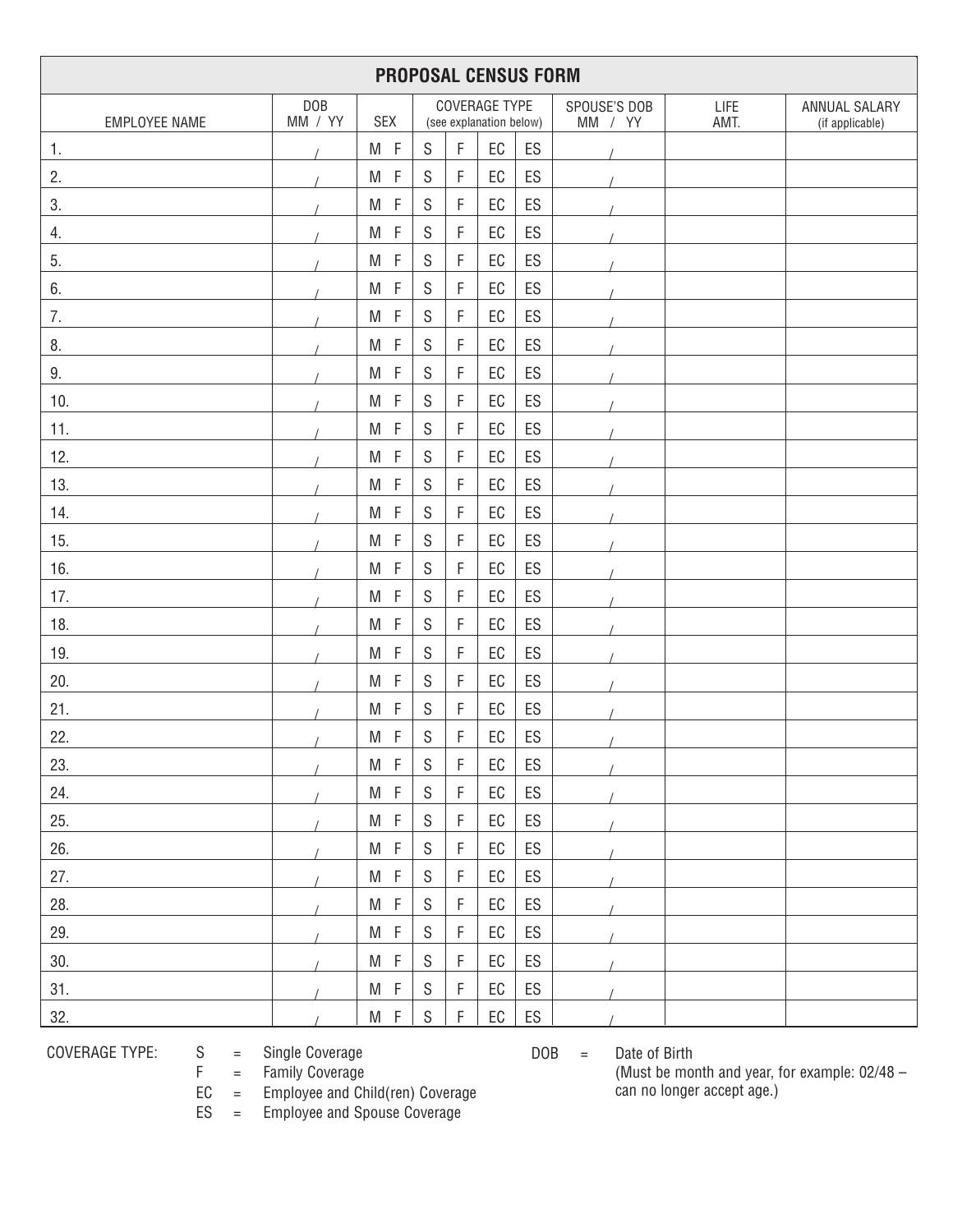# PROPOSAL CENSUS FORM

| EMPLOYEE NAME | DOB MM / YY | SEX | COVERAGE TYPE (see explanation below) | | | | SPOUSE'S DOB MM / YY | LIFE AMT. | ANNUAL SALARY (if applicable) |
|---|---|---|---|---|---|---|---|---|---|
| 1. | / | M F | S | F | EC | ES | / | | |
| 2. | / | M F | S | F | EC | ES | / | | |
| 3. | / | M F | S | F | EC | ES | / | | |
| 4. | / | M F | S | F | EC | ES | / | | |
| 5. | / | M F | S | F | EC | ES | / | | |
| 6. | / | M F | S | F | EC | ES | / | | |
| 7. | / | M F | S | F | EC | ES | / | | |
| 8. | / | M F | S | F | EC | ES | / | | |
| 9. | / | M F | S | F | EC | ES | / | | |
| 10. | / | M F | S | F | EC | ES | / | | |
| 11. | / | M F | S | F | EC | ES | / | | |
| 12. | / | M F | S | F | EC | ES | / | | |
| 13. | / | M F | S | F | EC | ES | / | | |
| 14. | / | M F | S | F | EC | ES | / | | |
| 15. | / | M F | S | F | EC | ES | / | | |
| 16. | / | M F | S | F | EC | ES | / | | |
| 17. | / | M F | S | F | EC | ES | / | | |
| 18. | / | M F | S | F | EC | ES | / | | |
| 19. | / | M F | S | F | EC | ES | / | | |
| 20. | / | M F | S | F | EC | ES | / | | |
| 21. | / | M F | S | F | EC | ES | / | | |
| 22. | / | M F | S | F | EC | ES | / | | |
| 23. | / | M F | S | F | EC | ES | / | | |
| 24. | / | M F | S | F | EC | ES | / | | |
| 25. | / | M F | S | F | EC | ES | / | | |
| 26. | / | M F | S | F | EC | ES | / | | |
| 27. | / | M F | S | F | EC | ES | / | | |
| 28. | / | M F | S | F | EC | ES | / | | |
| 29. | / | M F | S | F | EC | ES | / | | |
| 30. | / | M F | S | F | EC | ES | / | | |
| 31. | / | M F | S | F | EC | ES | / | | |
| 32. | / | M F | S | F | EC | ES | / | | |

COVERAGE TYPE:

- S = Single Coverage
- F = Family Coverage
- EC = Employee and Child(ren) Coverage
- ES = Employee and Spouse Coverage

DOB = Date of Birth (Must be month and year, for example: 02/48 – can no longer accept age.)